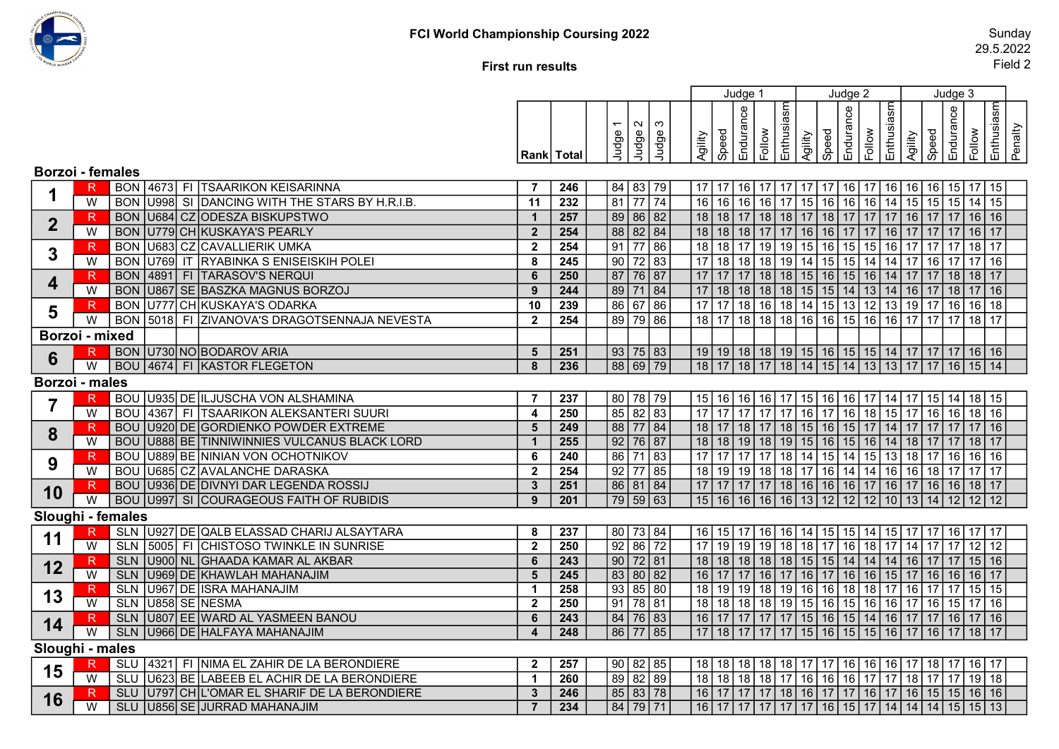# FCI World Championship Coursing 2022

## First run results

Sunday
29.5.2022
Field 2

| Pair | Coat | Breed | No | Country | Name | Rank | Total | Judge 1 | Judge 2 | Judge 3 | J1 Agility | J1 Speed | J1 Endurance | J1 Follow | J1 Enthusiasm | J2 Agility | J2 Speed | J2 Endurance | J2 Follow | J2 Enthusiasm | J3 Agility | J3 Speed | J3 Endurance | J3 Follow | J3 Enthusiasm | Penalty |
|---|---|---|---|---|---|---|---|---|---|---|---|---|---|---|---|---|---|---|---|---|---|---|---|---|---|---|
| **Borzoi - females** | | | | | | | | | | | | | | | | | | | | | | | | | | |
| 1 | R | BON | 4673 | FI | TSAARIKON KEISARINNA | 7 | 246 | 84 | 83 | 79 | 17 | 17 | 16 | 17 | 17 | 17 | 17 | 16 | 17 | 16 | 16 | 16 | 15 | 17 | 15 | |
| | W | BON | U998 | SI | DANCING WITH THE STARS BY H.R.I.B. | 11 | 232 | 81 | 77 | 74 | 16 | 16 | 16 | 16 | 17 | 15 | 16 | 16 | 16 | 14 | 15 | 15 | 15 | 14 | 15 | |
| 2 | R | BON | U684 | CZ | ODESZA BISKUPSTWO | 1 | 257 | 89 | 86 | 82 | 18 | 18 | 17 | 18 | 18 | 17 | 18 | 17 | 17 | 17 | 16 | 17 | 17 | 16 | 16 | |
| | W | BON | U779 | CH | KUSKAYA'S PEARLY | 2 | 254 | 88 | 82 | 84 | 18 | 18 | 18 | 17 | 17 | 16 | 16 | 17 | 17 | 16 | 17 | 17 | 17 | 16 | 17 | |
| 3 | R | BON | U683 | CZ | CAVALLIERIK UMKA | 2 | 254 | 91 | 77 | 86 | 18 | 18 | 17 | 19 | 19 | 15 | 16 | 15 | 15 | 16 | 17 | 17 | 17 | 18 | 17 | |
| | W | BON | U769 | IT | RYABINKA S ENISEISKIH POLEI | 8 | 245 | 90 | 72 | 83 | 17 | 18 | 18 | 18 | 19 | 14 | 15 | 15 | 14 | 14 | 17 | 16 | 17 | 17 | 16 | |
| 4 | R | BON | 4891 | FI | TARASOV'S NERQUI | 6 | 250 | 87 | 76 | 87 | 17 | 17 | 17 | 18 | 18 | 15 | 16 | 15 | 16 | 14 | 17 | 17 | 18 | 18 | 17 | |
| | W | BON | U867 | SE | BASZKA MAGNUS BORZOJ | 9 | 244 | 89 | 71 | 84 | 17 | 18 | 18 | 18 | 18 | 15 | 15 | 14 | 13 | 14 | 16 | 17 | 18 | 17 | 16 | |
| 5 | R | BON | U777 | CH | KUSKAYA'S ODARKA | 10 | 239 | 86 | 67 | 86 | 17 | 17 | 18 | 16 | 18 | 14 | 15 | 13 | 12 | 13 | 19 | 17 | 16 | 16 | 18 | |
| | W | BON | 5018 | FI | ZIVANOVA'S DRAGOTSENNAJA NEVESTA | 2 | 254 | 89 | 79 | 86 | 18 | 17 | 18 | 18 | 18 | 16 | 16 | 15 | 16 | 16 | 17 | 17 | 17 | 18 | 17 | |
| **Borzoi - mixed** | | | | | | | | | | | | | | | | | | | | | | | | | | |
| 6 | R | BON | U730 | NO | BODAROV ARIA | 5 | 251 | 93 | 75 | 83 | 19 | 19 | 18 | 18 | 19 | 15 | 16 | 15 | 15 | 14 | 17 | 17 | 17 | 16 | 16 | |
| | W | BOU | 4674 | FI | KASTOR FLEGETON | 8 | 236 | 88 | 69 | 79 | 18 | 17 | 18 | 17 | 18 | 14 | 15 | 14 | 13 | 13 | 17 | 17 | 16 | 15 | 14 | |
| **Borzoi - males** | | | | | | | | | | | | | | | | | | | | | | | | | | |
| 7 | R | BOU | U935 | DE | ILJUSCHA VON ALSHAMINA | 7 | 237 | 80 | 78 | 79 | 15 | 16 | 16 | 16 | 17 | 15 | 16 | 16 | 17 | 14 | 17 | 15 | 14 | 18 | 15 | |
| | W | BOU | 4367 | FI | TSAARIKON ALEKSANTERI SUURI | 4 | 250 | 85 | 82 | 83 | 17 | 17 | 17 | 17 | 17 | 16 | 17 | 16 | 18 | 15 | 17 | 16 | 16 | 18 | 16 | |
| 8 | R | BOU | U920 | DE | GORDIENKO POWDER EXTREME | 5 | 249 | 88 | 77 | 84 | 18 | 17 | 18 | 17 | 18 | 15 | 16 | 15 | 17 | 14 | 17 | 17 | 17 | 17 | 16 | |
| | W | BOU | U888 | BE | TINNIWINNIES VULCANUS BLACK LORD | 1 | 255 | 92 | 76 | 87 | 18 | 18 | 19 | 18 | 19 | 15 | 16 | 15 | 16 | 14 | 18 | 17 | 17 | 18 | 17 | |
| 9 | R | BOU | U889 | BE | NINIAN VON OCHOTNIKOV | 6 | 240 | 86 | 71 | 83 | 17 | 17 | 17 | 17 | 18 | 14 | 15 | 14 | 15 | 13 | 18 | 17 | 16 | 16 | 16 | |
| | W | BOU | U685 | CZ | AVALANCHE DARASKA | 2 | 254 | 92 | 77 | 85 | 18 | 19 | 19 | 18 | 18 | 17 | 16 | 14 | 14 | 16 | 16 | 18 | 17 | 17 | 17 | |
| 10 | R | BOU | U936 | DE | DIVNYI DAR LEGENDA ROSSIJ | 3 | 251 | 86 | 81 | 84 | 17 | 17 | 17 | 17 | 18 | 16 | 16 | 16 | 17 | 16 | 17 | 16 | 16 | 18 | 17 | |
| | W | BOU | U997 | SI | COURAGEOUS FAITH OF RUBIDIS | 9 | 201 | 79 | 59 | 63 | 15 | 16 | 16 | 16 | 16 | 13 | 12 | 12 | 12 | 10 | 13 | 14 | 12 | 12 | 12 | |
| **Sloughi - females** | | | | | | | | | | | | | | | | | | | | | | | | | | |
| 11 | R | SLN | U927 | DE | QALB ELASSAD CHARIJ ALSAYTARA | 8 | 237 | 80 | 73 | 84 | 16 | 15 | 17 | 16 | 16 | 14 | 15 | 15 | 14 | 15 | 17 | 17 | 16 | 17 | 17 | |
| | W | SLN | 5005 | FI | CHISTOSO TWINKLE IN SUNRISE | 2 | 250 | 92 | 86 | 72 | 17 | 19 | 19 | 19 | 18 | 18 | 17 | 16 | 18 | 17 | 14 | 17 | 17 | 12 | 12 | |
| 12 | R | SLN | U900 | NL | GHAADA KAMAR AL AKBAR | 6 | 243 | 90 | 72 | 81 | 18 | 18 | 18 | 18 | 18 | 15 | 15 | 14 | 14 | 14 | 16 | 17 | 17 | 15 | 16 | |
| | W | SLN | U969 | DE | KHAWLAH MAHANAJIM | 5 | 245 | 83 | 80 | 82 | 16 | 17 | 17 | 16 | 17 | 16 | 17 | 16 | 16 | 15 | 17 | 16 | 16 | 16 | 17 | |
| 13 | R | SLN | U967 | DE | ISRA MAHANAJIM | 1 | 258 | 93 | 85 | 80 | 18 | 19 | 19 | 18 | 19 | 16 | 16 | 18 | 18 | 17 | 16 | 17 | 17 | 15 | 15 | |
| | W | SLN | U858 | SE | NESMA | 2 | 250 | 91 | 78 | 81 | 18 | 18 | 18 | 18 | 19 | 15 | 16 | 15 | 16 | 16 | 17 | 16 | 15 | 17 | 16 | |
| 14 | R | SLN | U807 | EE | WARD AL YASMEEN BANOU | 6 | 243 | 84 | 76 | 83 | 16 | 17 | 17 | 17 | 17 | 15 | 16 | 15 | 14 | 16 | 17 | 17 | 16 | 17 | 16 | |
| | W | SLN | U966 | DE | HALFAYA MAHANAJIM | 4 | 248 | 86 | 77 | 85 | 17 | 18 | 17 | 17 | 17 | 15 | 16 | 15 | 15 | 16 | 17 | 16 | 17 | 18 | 17 | |
| **Sloughi - males** | | | | | | | | | | | | | | | | | | | | | | | | | | |
| 15 | R | SLU | 4321 | FI | NIMA EL ZAHIR DE LA BERONDIERE | 2 | 257 | 90 | 82 | 85 | 18 | 18 | 18 | 18 | 18 | 17 | 17 | 16 | 16 | 16 | 17 | 18 | 17 | 16 | 17 | |
| | W | SLU | U623 | BE | LABEEB EL ACHIR DE LA BERONDIERE | 1 | 260 | 89 | 82 | 89 | 18 | 18 | 18 | 18 | 17 | 16 | 16 | 16 | 17 | 17 | 18 | 17 | 17 | 19 | 18 | |
| 16 | R | SLU | U797 | CH | L'OMAR EL SHARIF DE LA BERONDIERE | 3 | 246 | 85 | 83 | 78 | 16 | 17 | 17 | 17 | 18 | 16 | 17 | 17 | 16 | 17 | 16 | 15 | 15 | 16 | 16 | |
| | W | SLU | U856 | SE | JURRAD MAHANAJIM | 7 | 234 | 84 | 79 | 71 | 16 | 17 | 17 | 17 | 17 | 17 | 16 | 15 | 17 | 14 | 14 | 14 | 15 | 15 | 13 | |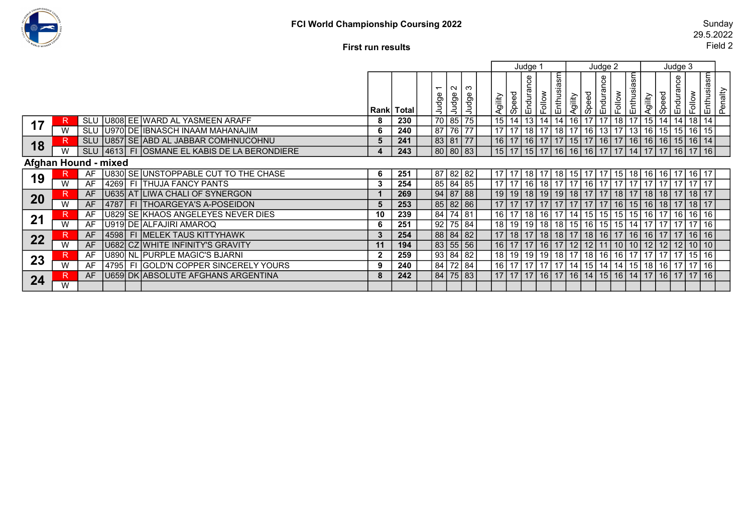## FCI World Championship Coursing 2022

Sunday
29.5.2022
Field 2

### First run results

| | | | | | | Rank | Total | Judge 1 | Judge 2 | Judge 3 | Judge 1 | | | | | Judge 2 | | | | | Judge 3 | | | | | |
|---|---|---|---|---|---|---|---|---|---|---|---|---|---|---|---|---|---|---|---|---|---|---|---|---|---|---|
| | | | | | | | | | | | Agility | Speed | Endurance | Follow | Enthusiasm | Agility | Speed | Endurance | Follow | Enthusiasm | Agility | Speed | Endurance | Follow | Enthusiasm | Penalty |
| 17 | R | SLU | U808 | EE | WARD AL YASMEEN ARAFF | 8 | 230 | 70 | 85 | 75 | 15 | 14 | 13 | 14 | 14 | 16 | 17 | 17 | 18 | 17 | 15 | 14 | 14 | 18 | 14 | |
| | W | SLU | U970 | DE | IBNASCH INAAM MAHANAJIM | 6 | 240 | 87 | 76 | 77 | 17 | 17 | 18 | 17 | 18 | 17 | 16 | 13 | 17 | 13 | 16 | 15 | 15 | 16 | 15 | |
| 18 | R | SLU | U857 | SE | ABD AL JABBAR COMHNUCOHNU | 5 | 241 | 83 | 81 | 77 | 16 | 17 | 16 | 17 | 17 | 15 | 17 | 16 | 17 | 16 | 16 | 16 | 15 | 16 | 14 | |
| | W | SLU | 4613 | FI | OSMANE EL KABIS DE LA BERONDIERE | 4 | 243 | 80 | 80 | 83 | 15 | 17 | 15 | 17 | 16 | 16 | 16 | 17 | 17 | 14 | 17 | 17 | 16 | 17 | 16 | |
| **Afghan Hound - mixed** | | | | | | | | | | | | | | | | | | | | | | | | | | |
| 19 | R | AF | U830 | SE | UNSTOPPABLE CUT TO THE CHASE | 6 | 251 | 87 | 82 | 82 | 17 | 17 | 18 | 17 | 18 | 15 | 17 | 17 | 15 | 18 | 16 | 16 | 17 | 16 | 17 | |
| | W | AF | 4269 | FI | THUJA FANCY PANTS | 3 | 254 | 85 | 84 | 85 | 17 | 17 | 16 | 18 | 17 | 17 | 16 | 17 | 17 | 17 | 17 | 17 | 17 | 17 | 17 | |
| 20 | R | AF | U635 | AT | LIWA CHALI OF SYNERGON | 1 | 269 | 94 | 87 | 88 | 19 | 19 | 18 | 19 | 19 | 18 | 17 | 17 | 18 | 17 | 18 | 18 | 17 | 18 | 17 | |
| | W | AF | 4787 | FI | THOARGEYA'S A-POSEIDON | 5 | 253 | 85 | 82 | 86 | 17 | 17 | 17 | 17 | 17 | 17 | 17 | 17 | 16 | 15 | 16 | 18 | 17 | 18 | 17 | |
| 21 | R | AF | U829 | SE | KHAOS ANGELEYES NEVER DIES | 10 | 239 | 84 | 74 | 81 | 16 | 17 | 18 | 16 | 17 | 14 | 15 | 15 | 15 | 15 | 16 | 17 | 16 | 16 | 16 | |
| | W | AF | U919 | DE | ALFAJIRI AMAROQ | 6 | 251 | 92 | 75 | 84 | 18 | 19 | 19 | 18 | 18 | 15 | 16 | 15 | 15 | 14 | 17 | 17 | 17 | 17 | 16 | |
| 22 | R | AF | 4598 | FI | MELEK TAUS KITTYHAWK | 3 | 254 | 88 | 84 | 82 | 17 | 18 | 17 | 18 | 18 | 17 | 18 | 16 | 17 | 16 | 16 | 17 | 17 | 16 | 16 | |
| | W | AF | U682 | CZ | WHITE INFINITY'S GRAVITY | 11 | 194 | 83 | 55 | 56 | 16 | 17 | 17 | 16 | 17 | 12 | 12 | 11 | 10 | 10 | 12 | 12 | 12 | 10 | 10 | |
| 23 | R | AF | U890 | NL | PURPLE MAGIC'S BJARNI | 2 | 259 | 93 | 84 | 82 | 18 | 19 | 19 | 19 | 18 | 17 | 18 | 16 | 16 | 17 | 17 | 17 | 17 | 15 | 16 | |
| | W | AF | 4795 | FI | GOLD'N COPPER SINCERELY YOURS | 9 | 240 | 84 | 72 | 84 | 16 | 17 | 17 | 17 | 17 | 14 | 15 | 14 | 14 | 15 | 18 | 16 | 17 | 17 | 16 | |
| 24 | R | AF | U659 | DK | ABSOLUTE AFGHANS ARGENTINA | 8 | 242 | 84 | 75 | 83 | 17 | 17 | 17 | 16 | 17 | 16 | 14 | 15 | 16 | 14 | 17 | 16 | 17 | 17 | 16 | |
| | W | | | | | | | | | | | | | | | | | | | | | | | | | |